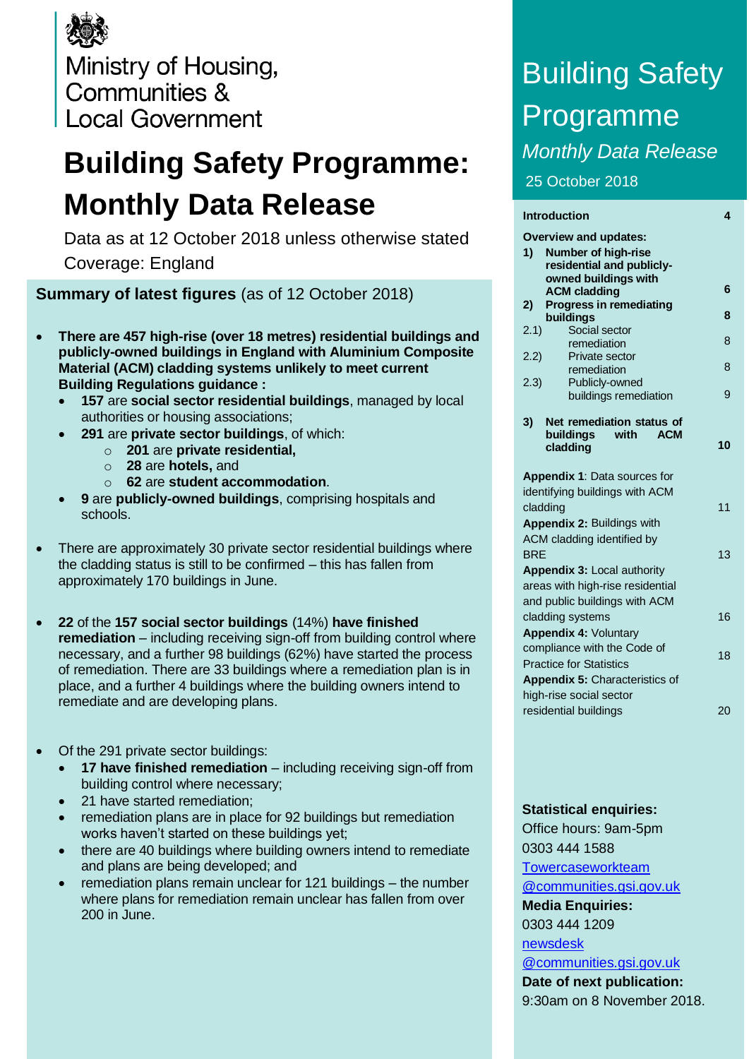Ministry of Housing, Communities & Local Government

# Building Safety Programme: Monthly Data Release

Data as at 12 October 2018 unless otherwise stated

Coverage: England

## Summary of latest figures (as of 12 October 2018)

- **There are 457 high-rise (over 18 metres) residential buildings and publicly-owned buildings in England with Aluminium Composite Material (ACM) cladding systems unlikely to meet current Building Regulations guidance :**
  - **157** are **social sector residential buildings**, managed by local authorities or housing associations;
  - **291** are **private sector buildings**, of which:
    - **201** are **private residential,**
    - **28** are **hotels,** and
    - **62** are **student accommodation**.
  - **9** are **publicly-owned buildings**, comprising hospitals and schools.

- There are approximately 30 private sector residential buildings where the cladding status is still to be confirmed – this has fallen from approximately 170 buildings in June.

- **22** of the **157 social sector buildings** (14%) **have finished remediation** – including receiving sign-off from building control where necessary, and a further 98 buildings (62%) have started the process of remediation. There are 33 buildings where a remediation plan is in place, and a further 4 buildings where the building owners intend to remediate and are developing plans.

- Of the 291 private sector buildings:
  - **17 have finished remediation** – including receiving sign-off from building control where necessary;
  - 21 have started remediation;
  - remediation plans are in place for 92 buildings but remediation works haven't started on these buildings yet;
  - there are 40 buildings where building owners intend to remediate and plans are being developed; and
  - remediation plans remain unclear for 121 buildings – the number where plans for remediation remain unclear has fallen from over 200 in June.

# Building Safety Programme

*Monthly Data Release*

25 October 2018

| Contents | Page |
|---|---|
| **Introduction** | 4 |
| **Overview and updates:** | |
| **1) Number of high-rise residential and publicly-owned buildings with ACM cladding** | 6 |
| **2) Progress in remediating buildings** | 8 |
| 2.1) Social sector remediation | 8 |
| 2.2) Private sector remediation | 8 |
| 2.3) Publicly-owned buildings remediation | 9 |
| **3) Net remediation status of buildings with ACM cladding** | 10 |
| **Appendix 1**: Data sources for identifying buildings with ACM cladding | 11 |
| **Appendix 2:** Buildings with ACM cladding identified by BRE | 13 |
| **Appendix 3:** Local authority areas with high-rise residential and public buildings with ACM cladding systems | 16 |
| **Appendix 4:** Voluntary compliance with the Code of Practice for Statistics | 18 |
| **Appendix 5:** Characteristics of high-rise social sector residential buildings | 20 |

**Statistical enquiries:**
Office hours: 9am-5pm
0303 444 1588
Towercaseworkteam@communities.gsi.gov.uk

**Media Enquiries:**
0303 444 1209
newsdesk@communities.gsi.gov.uk

**Date of next publication:**
9:30am on 8 November 2018.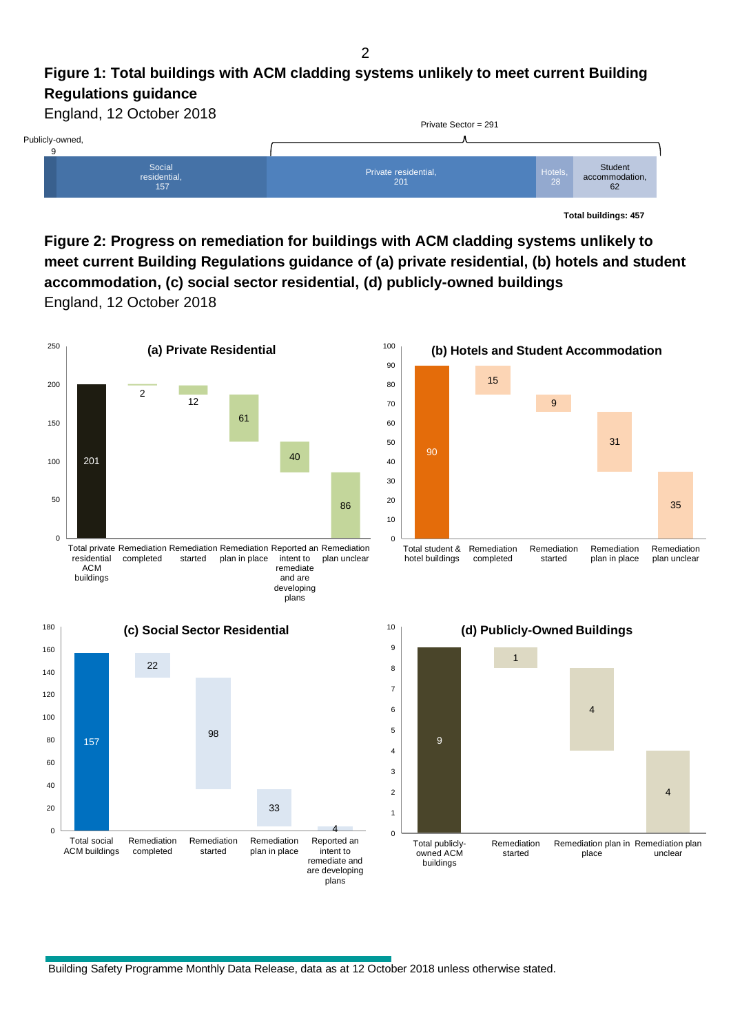**Figure 1: Total buildings with ACM cladding systems unlikely to meet current Building Regulations guidance**

England, 12 October 2018

| Publicly-owned | Social residential | Private residential | Hotels | Student accommodation |
| --- | --- | --- | --- | --- |
| 9 | 157 | 201 | 28 | 62 |

Private Sector = 291

**Total buildings: 457**

**Figure 2: Progress on remediation for buildings with ACM cladding systems unlikely to meet current Building Regulations guidance of (a) private residential, (b) hotels and student accommodation, (c) social sector residential, (d) publicly-owned buildings**

England, 12 October 2018

**(a) Private Residential**

| Category | Buildings |
| --- | --- |
| Total private residential ACM buildings | 201 |
| Remediation completed | 2 |
| Remediation started | 12 |
| Remediation plan in place | 61 |
| Reported an intent to remediate and are developing plans | 40 |
| Remediation plan unclear | 86 |

**(b) Hotels and Student Accommodation**

| Category | Buildings |
| --- | --- |
| Total student & hotel buildings | 90 |
| Remediation completed | 15 |
| Remediation started | 9 |
| Remediation plan in place | 31 |
| Remediation plan unclear | 35 |

**(c) Social Sector Residential**

| Category | Buildings |
| --- | --- |
| Total social ACM buildings | 157 |
| Remediation completed | 22 |
| Remediation started | 98 |
| Remediation plan in place | 33 |
| Reported an intent to remediate and are developing plans | 4 |

**(d) Publicly-Owned Buildings**

| Category | Buildings |
| --- | --- |
| Total publicly-owned ACM buildings | 9 |
| Remediation started | 1 |
| Remediation plan in place | 4 |
| Remediation plan unclear | 4 |

Building Safety Programme Monthly Data Release, data as at 12 October 2018 unless otherwise stated.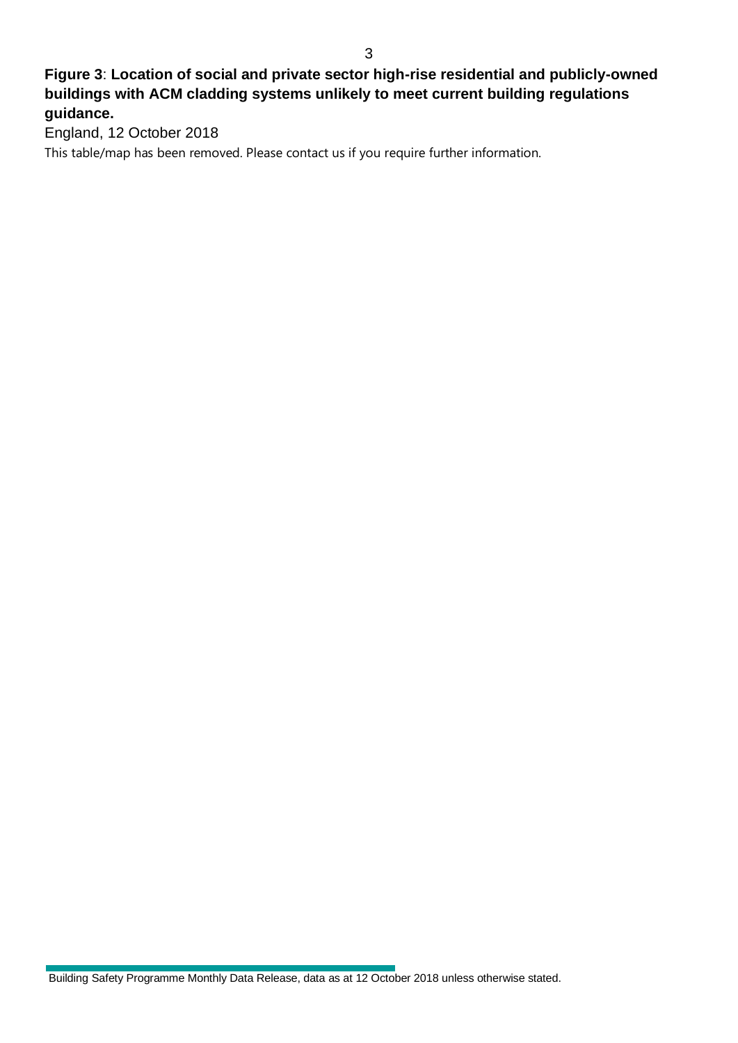**Figure 3**: **Location of social and private sector high-rise residential and publicly-owned buildings with ACM cladding systems unlikely to meet current building regulations guidance.**

England, 12 October 2018

This table/map has been removed. Please contact us if you require further information.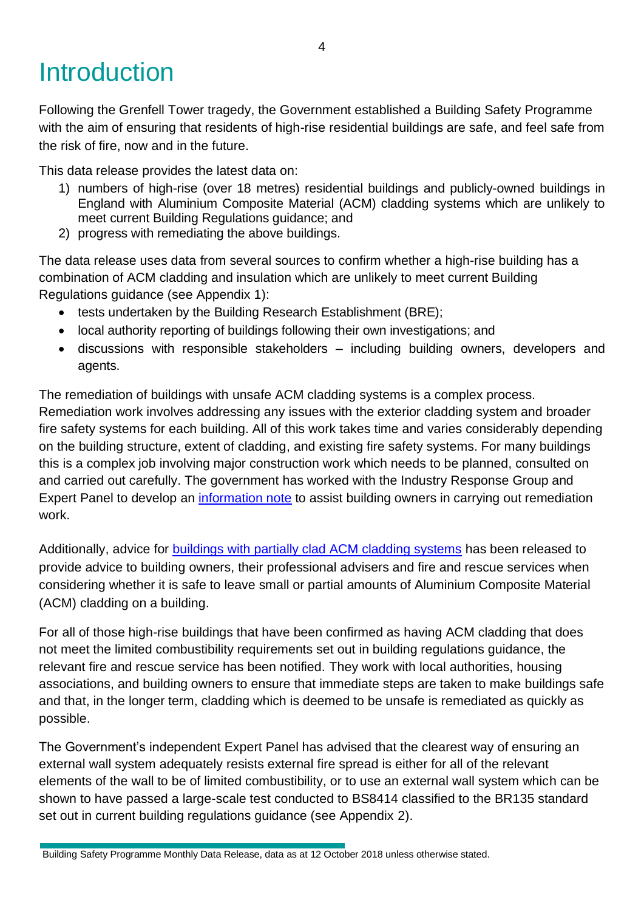# Introduction

Following the Grenfell Tower tragedy, the Government established a Building Safety Programme with the aim of ensuring that residents of high-rise residential buildings are safe, and feel safe from the risk of fire, now and in the future.

This data release provides the latest data on:

1) numbers of high-rise (over 18 metres) residential buildings and publicly-owned buildings in England with Aluminium Composite Material (ACM) cladding systems which are unlikely to meet current Building Regulations guidance; and
2) progress with remediating the above buildings.

The data release uses data from several sources to confirm whether a high-rise building has a combination of ACM cladding and insulation which are unlikely to meet current Building Regulations guidance (see Appendix 1):

- tests undertaken by the Building Research Establishment (BRE);
- local authority reporting of buildings following their own investigations; and
- discussions with responsible stakeholders – including building owners, developers and agents.

The remediation of buildings with unsafe ACM cladding systems is a complex process. Remediation work involves addressing any issues with the exterior cladding system and broader fire safety systems for each building. All of this work takes time and varies considerably depending on the building structure, extent of cladding, and existing fire safety systems. For many buildings this is a complex job involving major construction work which needs to be planned, consulted on and carried out carefully. The government has worked with the Industry Response Group and Expert Panel to develop an information note to assist building owners in carrying out remediation work.

Additionally, advice for buildings with partially clad ACM cladding systems has been released to provide advice to building owners, their professional advisers and fire and rescue services when considering whether it is safe to leave small or partial amounts of Aluminium Composite Material (ACM) cladding on a building.

For all of those high-rise buildings that have been confirmed as having ACM cladding that does not meet the limited combustibility requirements set out in building regulations guidance, the relevant fire and rescue service has been notified. They work with local authorities, housing associations, and building owners to ensure that immediate steps are taken to make buildings safe and that, in the longer term, cladding which is deemed to be unsafe is remediated as quickly as possible.

The Government's independent Expert Panel has advised that the clearest way of ensuring an external wall system adequately resists external fire spread is either for all of the relevant elements of the wall to be of limited combustibility, or to use an external wall system which can be shown to have passed a large-scale test conducted to BS8414 classified to the BR135 standard set out in current building regulations guidance (see Appendix 2).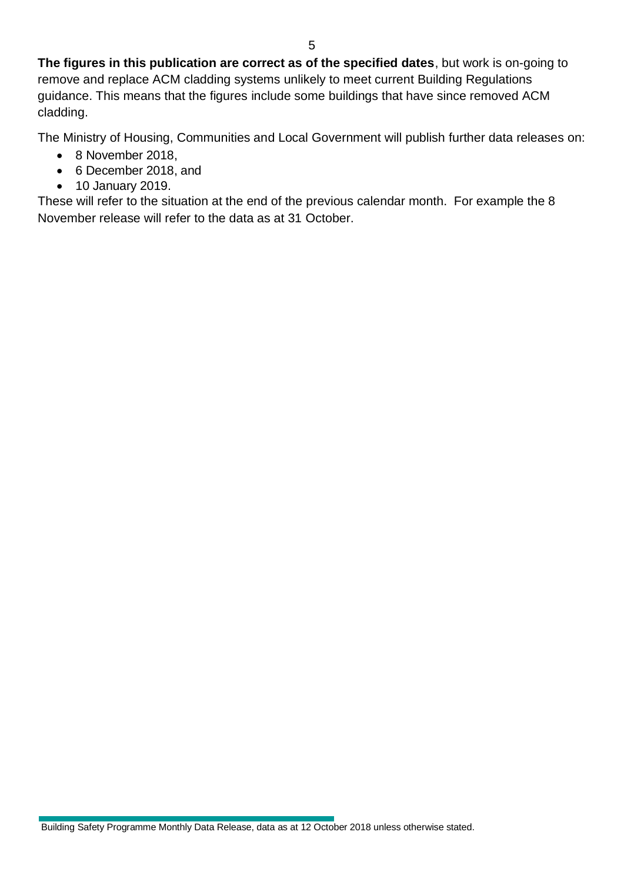**The figures in this publication are correct as of the specified dates**, but work is on-going to remove and replace ACM cladding systems unlikely to meet current Building Regulations guidance. This means that the figures include some buildings that have since removed ACM cladding.

The Ministry of Housing, Communities and Local Government will publish further data releases on:

- 8 November 2018,
- 6 December 2018, and
- 10 January 2019.

These will refer to the situation at the end of the previous calendar month. For example the 8 November release will refer to the data as at 31 October.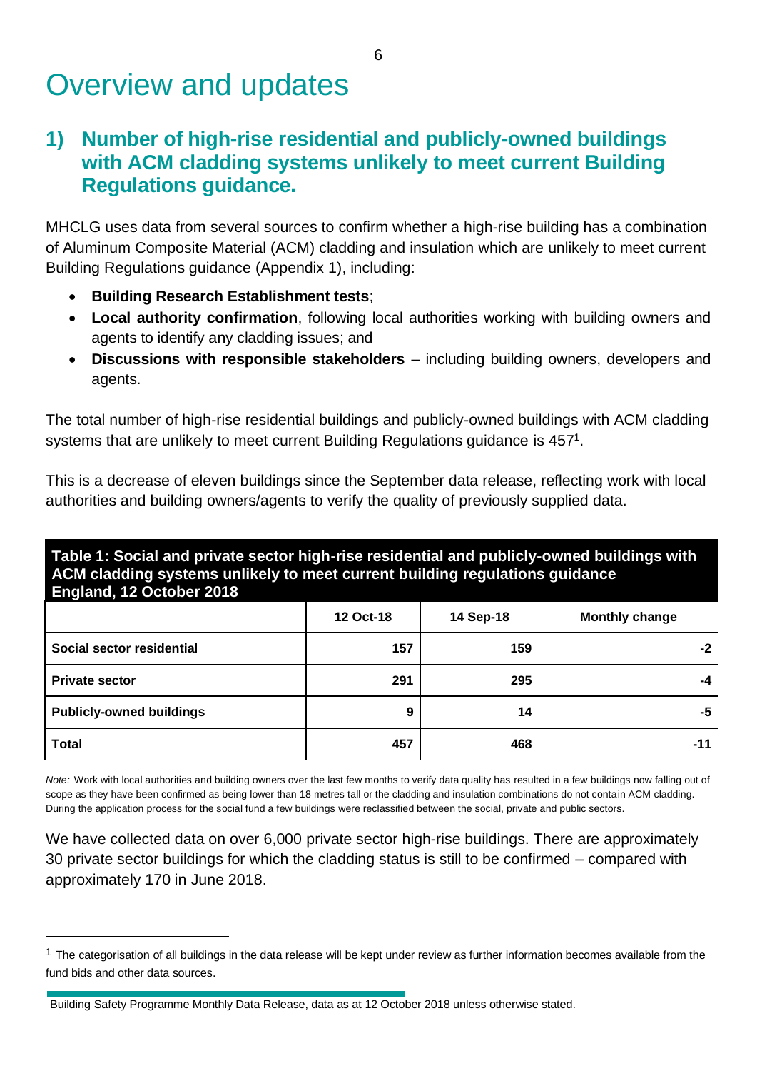# Overview and updates

## 1) Number of high-rise residential and publicly-owned buildings with ACM cladding systems unlikely to meet current Building Regulations guidance.

MHCLG uses data from several sources to confirm whether a high-rise building has a combination of Aluminum Composite Material (ACM) cladding and insulation which are unlikely to meet current Building Regulations guidance (Appendix 1), including:

- **Building Research Establishment tests**;
- **Local authority confirmation**, following local authorities working with building owners and agents to identify any cladding issues; and
- **Discussions with responsible stakeholders** – including building owners, developers and agents.

The total number of high-rise residential buildings and publicly-owned buildings with ACM cladding systems that are unlikely to meet current Building Regulations guidance is 457[1].

This is a decrease of eleven buildings since the September data release, reflecting work with local authorities and building owners/agents to verify the quality of previously supplied data.

**Table 1: Social and private sector high-rise residential and publicly-owned buildings with ACM cladding systems unlikely to meet current building regulations guidance England, 12 October 2018**

| | 12 Oct-18 | 14 Sep-18 | Monthly change |
|---|---|---|---|
| **Social sector residential** | 157 | 159 | -2 |
| **Private sector** | 291 | 295 | -4 |
| **Publicly-owned buildings** | 9 | 14 | -5 |
| **Total** | 457 | 468 | -11 |

*Note:* Work with local authorities and building owners over the last few months to verify data quality has resulted in a few buildings now falling out of scope as they have been confirmed as being lower than 18 metres tall or the cladding and insulation combinations do not contain ACM cladding. During the application process for the social fund a few buildings were reclassified between the social, private and public sectors.

We have collected data on over 6,000 private sector high-rise buildings. There are approximately 30 private sector buildings for which the cladding status is still to be confirmed – compared with approximately 170 in June 2018.

[1] The categorisation of all buildings in the data release will be kept under review as further information becomes available from the fund bids and other data sources.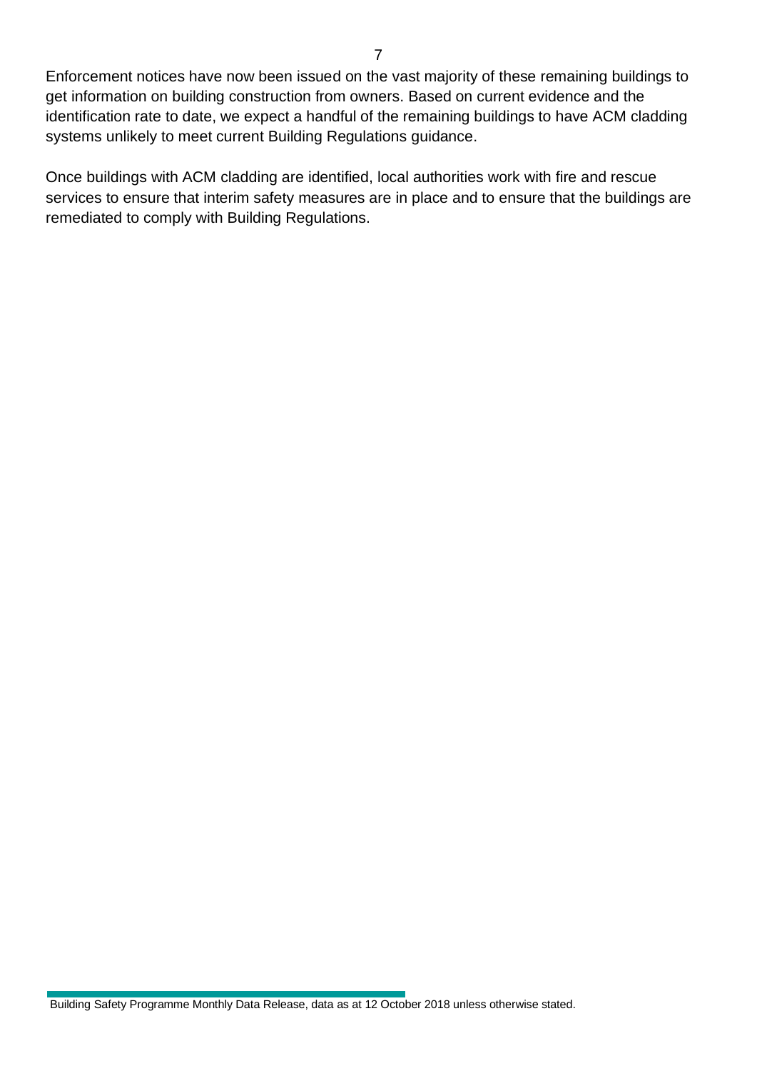Enforcement notices have now been issued on the vast majority of these remaining buildings to get information on building construction from owners. Based on current evidence and the identification rate to date, we expect a handful of the remaining buildings to have ACM cladding systems unlikely to meet current Building Regulations guidance.

Once buildings with ACM cladding are identified, local authorities work with fire and rescue services to ensure that interim safety measures are in place and to ensure that the buildings are remediated to comply with Building Regulations.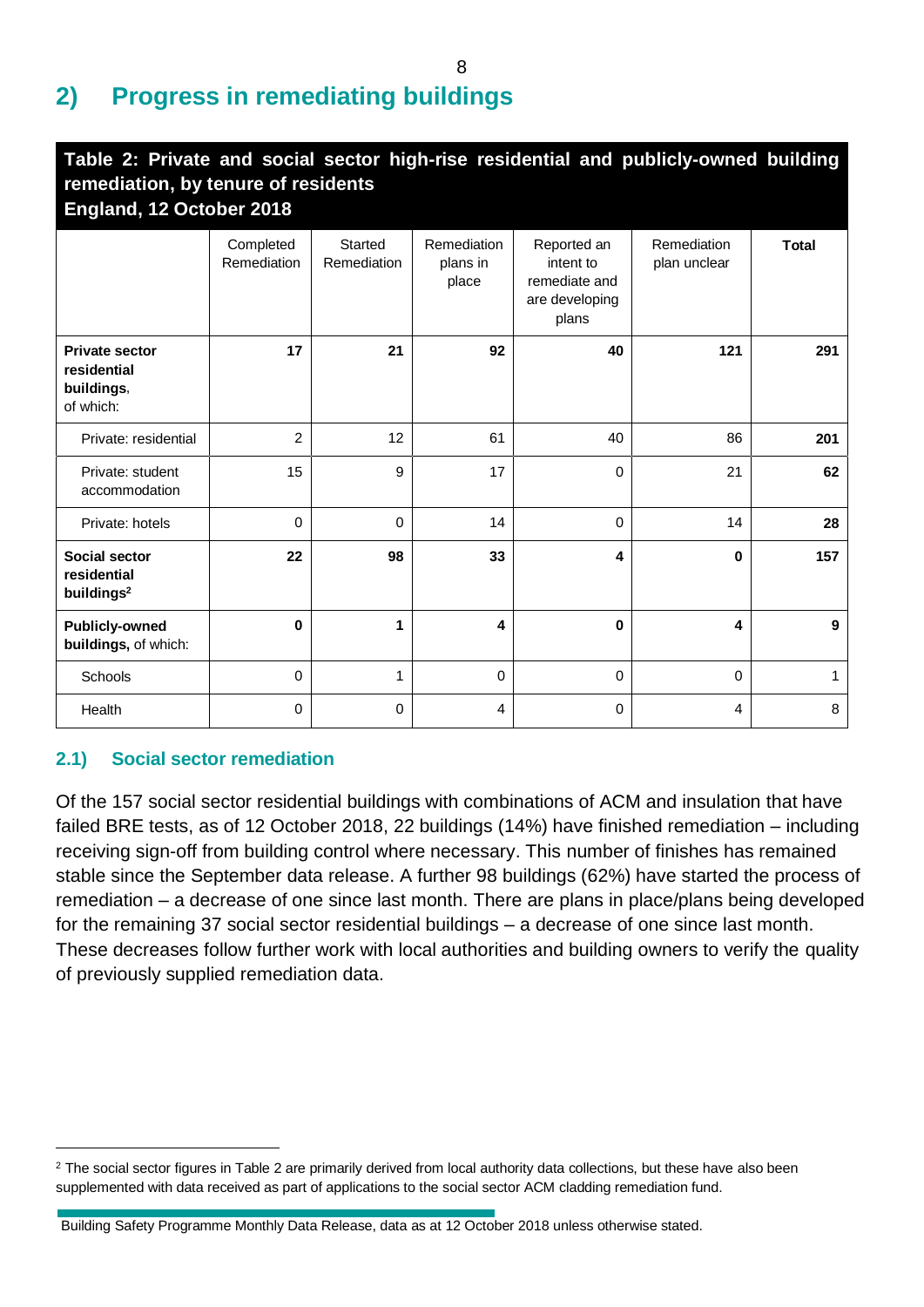## 2) Progress in remediating buildings

**Table 2: Private and social sector high-rise residential and publicly-owned building remediation, by tenure of residents**
**England, 12 October 2018**

| | Completed Remediation | Started Remediation | Remediation plans in place | Reported an intent to remediate and are developing plans | Remediation plan unclear | **Total** |
|---|---|---|---|---|---|---|
| **Private sector residential buildings**, of which: | **17** | **21** | **92** | **40** | **121** | **291** |
| Private: residential | 2 | 12 | 61 | 40 | 86 | **201** |
| Private: student accommodation | 15 | 9 | 17 | 0 | 21 | **62** |
| Private: hotels | 0 | 0 | 14 | 0 | 14 | **28** |
| **Social sector residential buildings**[2] | **22** | **98** | **33** | **4** | **0** | **157** |
| **Publicly-owned buildings,** of which: | **0** | **1** | **4** | **0** | **4** | **9** |
| Schools | 0 | 1 | 0 | 0 | 0 | 1 |
| Health | 0 | 0 | 4 | 0 | 4 | 8 |

### 2.1) Social sector remediation

Of the 157 social sector residential buildings with combinations of ACM and insulation that have failed BRE tests, as of 12 October 2018, 22 buildings (14%) have finished remediation – including receiving sign-off from building control where necessary. This number of finishes has remained stable since the September data release. A further 98 buildings (62%) have started the process of remediation – a decrease of one since last month. There are plans in place/plans being developed for the remaining 37 social sector residential buildings – a decrease of one since last month. These decreases follow further work with local authorities and building owners to verify the quality of previously supplied remediation data.

[2] The social sector figures in Table 2 are primarily derived from local authority data collections, but these have also been supplemented with data received as part of applications to the social sector ACM cladding remediation fund.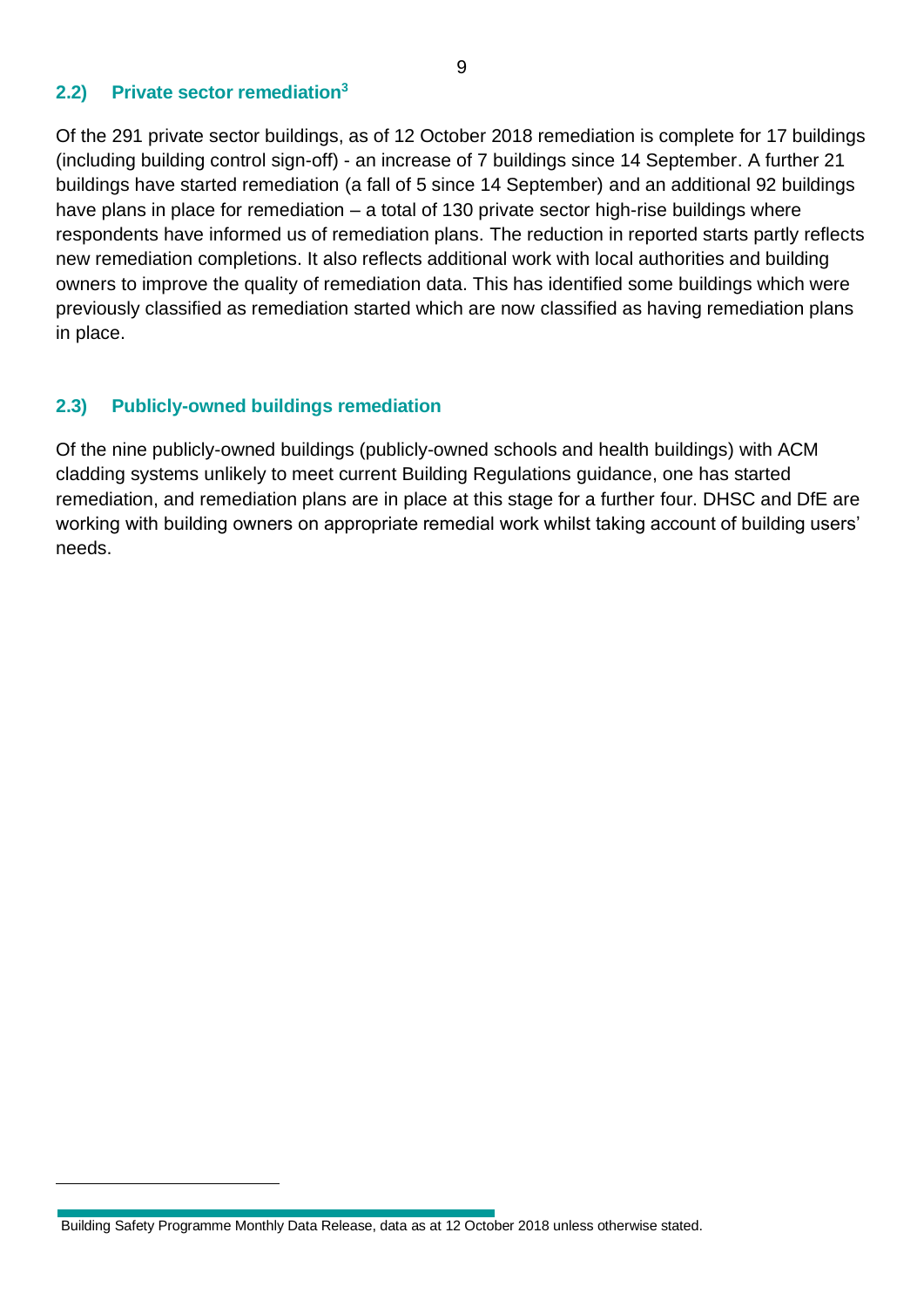### 2.2) Private sector remediation[3]

Of the 291 private sector buildings, as of 12 October 2018 remediation is complete for 17 buildings (including building control sign-off) - an increase of 7 buildings since 14 September. A further 21 buildings have started remediation (a fall of 5 since 14 September) and an additional 92 buildings have plans in place for remediation – a total of 130 private sector high-rise buildings where respondents have informed us of remediation plans. The reduction in reported starts partly reflects new remediation completions. It also reflects additional work with local authorities and building owners to improve the quality of remediation data. This has identified some buildings which were previously classified as remediation started which are now classified as having remediation plans in place.

### 2.3) Publicly-owned buildings remediation

Of the nine publicly-owned buildings (publicly-owned schools and health buildings) with ACM cladding systems unlikely to meet current Building Regulations guidance, one has started remediation, and remediation plans are in place at this stage for a further four. DHSC and DfE are working with building owners on appropriate remedial work whilst taking account of building users' needs.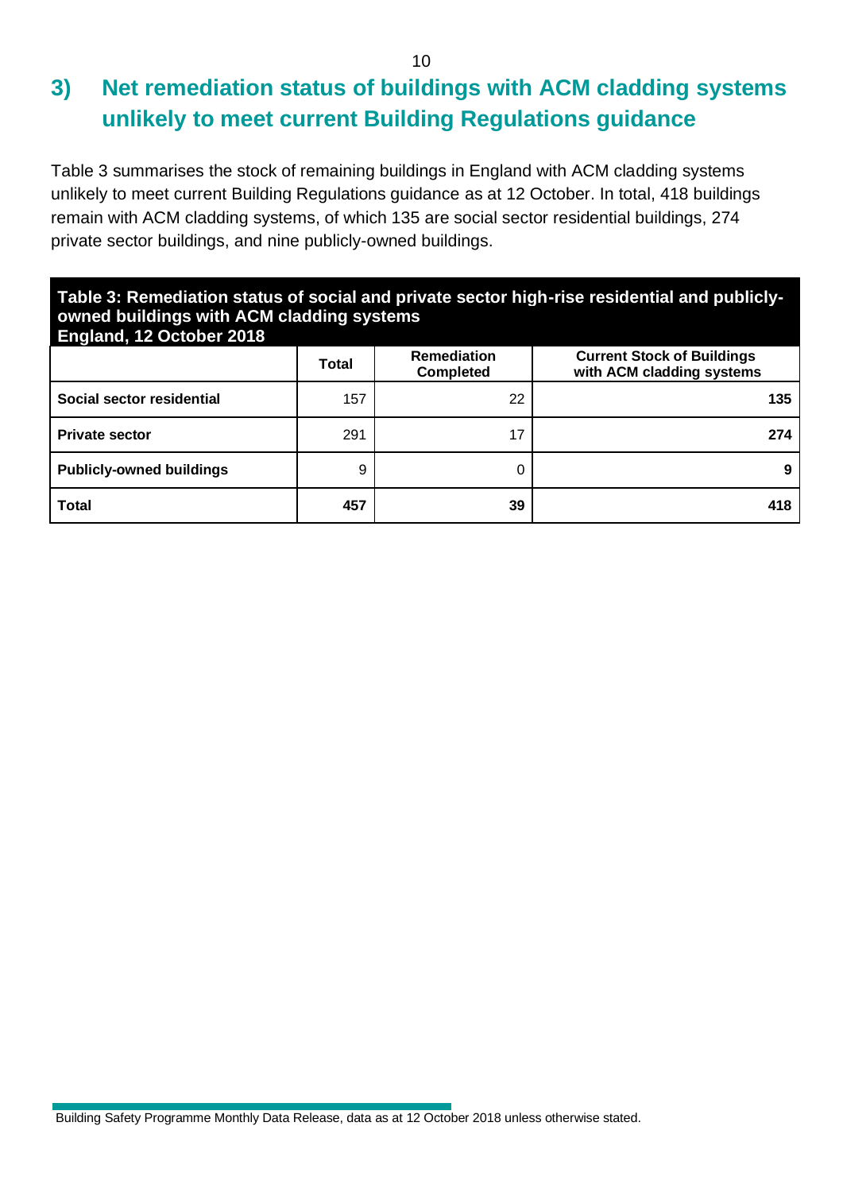## 3) Net remediation status of buildings with ACM cladding systems unlikely to meet current Building Regulations guidance

Table 3 summarises the stock of remaining buildings in England with ACM cladding systems unlikely to meet current Building Regulations guidance as at 12 October. In total, 418 buildings remain with ACM cladding systems, of which 135 are social sector residential buildings, 274 private sector buildings, and nine publicly-owned buildings.

**Table 3: Remediation status of social and private sector high-rise residential and publicly-owned buildings with ACM cladding systems**
**England, 12 October 2018**

| | Total | Remediation Completed | Current Stock of Buildings with ACM cladding systems |
|---|---|---|---|
| **Social sector residential** | 157 | 22 | **135** |
| **Private sector** | 291 | 17 | **274** |
| **Publicly-owned buildings** | 9 | 0 | **9** |
| **Total** | **457** | **39** | **418** |

Building Safety Programme Monthly Data Release, data as at 12 October 2018 unless otherwise stated.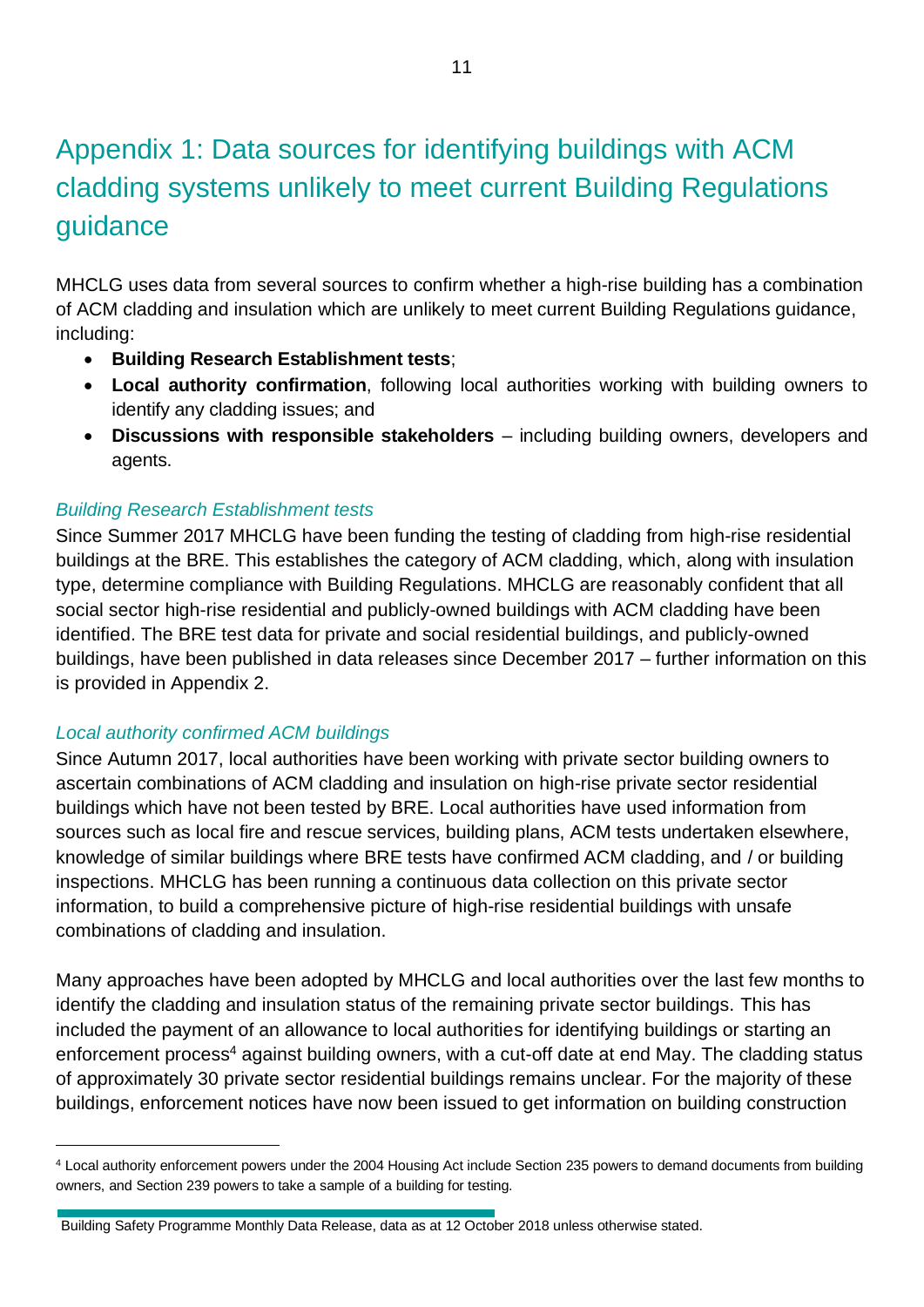# Appendix 1: Data sources for identifying buildings with ACM cladding systems unlikely to meet current Building Regulations guidance

MHCLG uses data from several sources to confirm whether a high-rise building has a combination of ACM cladding and insulation which are unlikely to meet current Building Regulations guidance, including:

- **Building Research Establishment tests**;
- **Local authority confirmation**, following local authorities working with building owners to identify any cladding issues; and
- **Discussions with responsible stakeholders** – including building owners, developers and agents.

### *Building Research Establishment tests*

Since Summer 2017 MHCLG have been funding the testing of cladding from high-rise residential buildings at the BRE. This establishes the category of ACM cladding, which, along with insulation type, determine compliance with Building Regulations. MHCLG are reasonably confident that all social sector high-rise residential and publicly-owned buildings with ACM cladding have been identified. The BRE test data for private and social residential buildings, and publicly-owned buildings, have been published in data releases since December 2017 – further information on this is provided in Appendix 2.

### *Local authority confirmed ACM buildings*

Since Autumn 2017, local authorities have been working with private sector building owners to ascertain combinations of ACM cladding and insulation on high-rise private sector residential buildings which have not been tested by BRE. Local authorities have used information from sources such as local fire and rescue services, building plans, ACM tests undertaken elsewhere, knowledge of similar buildings where BRE tests have confirmed ACM cladding, and / or building inspections. MHCLG has been running a continuous data collection on this private sector information, to build a comprehensive picture of high-rise residential buildings with unsafe combinations of cladding and insulation.

Many approaches have been adopted by MHCLG and local authorities over the last few months to identify the cladding and insulation status of the remaining private sector buildings. This has included the payment of an allowance to local authorities for identifying buildings or starting an enforcement process[4] against building owners, with a cut-off date at end May. The cladding status of approximately 30 private sector residential buildings remains unclear. For the majority of these buildings, enforcement notices have now been issued to get information on building construction

[4] Local authority enforcement powers under the 2004 Housing Act include Section 235 powers to demand documents from building owners, and Section 239 powers to take a sample of a building for testing.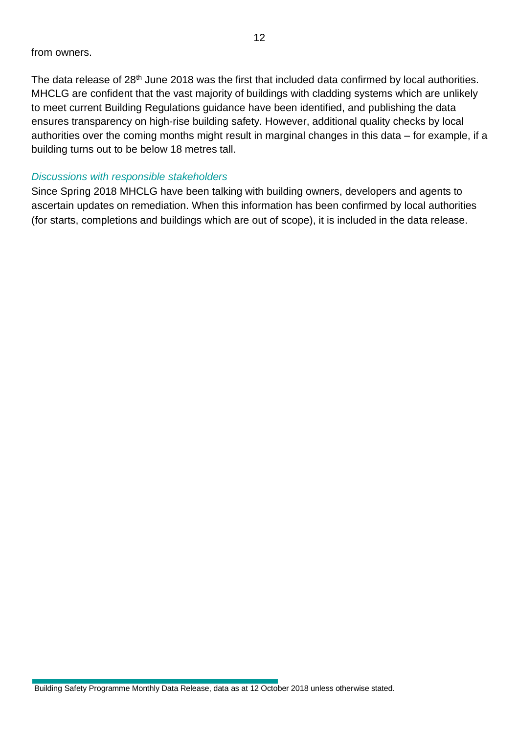from owners.

The data release of 28th June 2018 was the first that included data confirmed by local authorities. MHCLG are confident that the vast majority of buildings with cladding systems which are unlikely to meet current Building Regulations guidance have been identified, and publishing the data ensures transparency on high-rise building safety. However, additional quality checks by local authorities over the coming months might result in marginal changes in this data – for example, if a building turns out to be below 18 metres tall.

### *Discussions with responsible stakeholders*

Since Spring 2018 MHCLG have been talking with building owners, developers and agents to ascertain updates on remediation. When this information has been confirmed by local authorities (for starts, completions and buildings which are out of scope), it is included in the data release.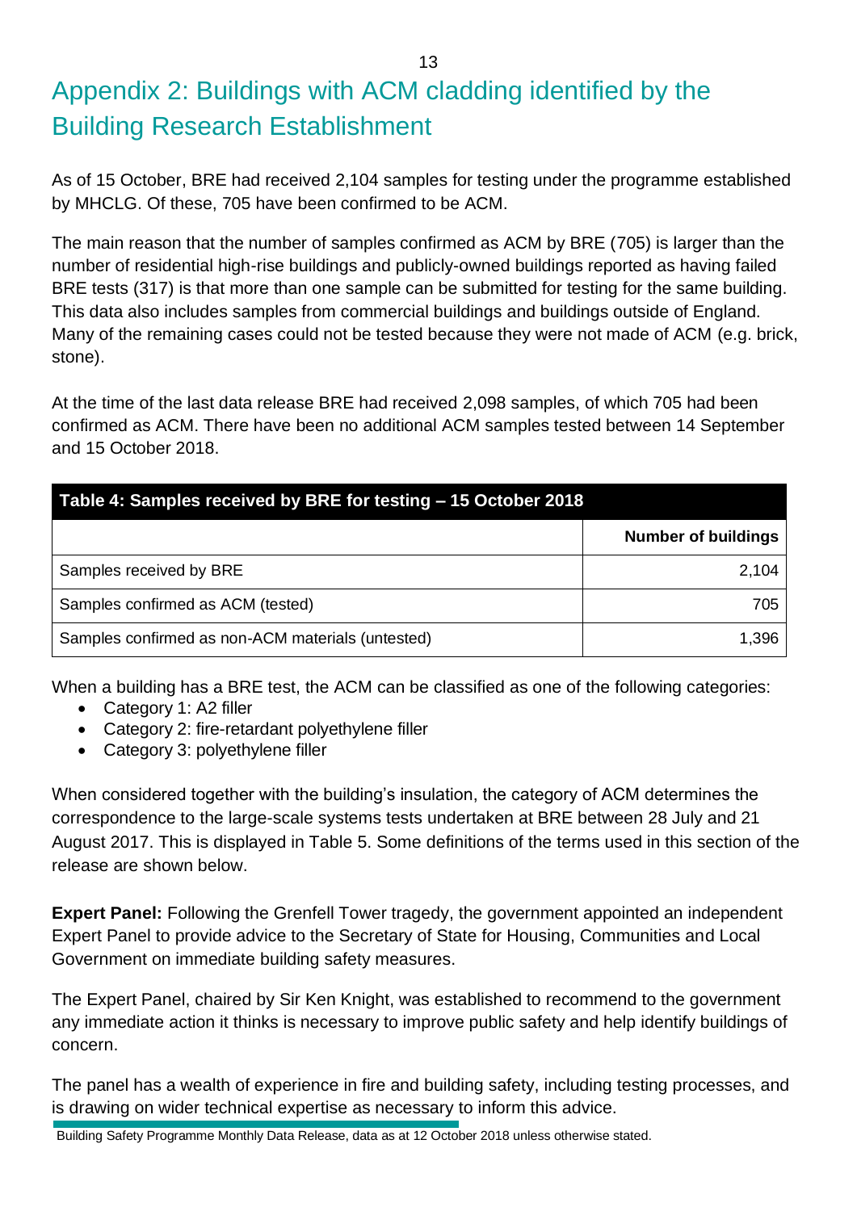# Appendix 2: Buildings with ACM cladding identified by the Building Research Establishment

As of 15 October, BRE had received 2,104 samples for testing under the programme established by MHCLG. Of these, 705 have been confirmed to be ACM.

The main reason that the number of samples confirmed as ACM by BRE (705) is larger than the number of residential high-rise buildings and publicly-owned buildings reported as having failed BRE tests (317) is that more than one sample can be submitted for testing for the same building. This data also includes samples from commercial buildings and buildings outside of England. Many of the remaining cases could not be tested because they were not made of ACM (e.g. brick, stone).

At the time of the last data release BRE had received 2,098 samples, of which 705 had been confirmed as ACM. There have been no additional ACM samples tested between 14 September and 15 October 2018.

**Table 4: Samples received by BRE for testing – 15 October 2018**

| | Number of buildings |
|---|---:|
| Samples received by BRE | 2,104 |
| Samples confirmed as ACM (tested) | 705 |
| Samples confirmed as non-ACM materials (untested) | 1,396 |

When a building has a BRE test, the ACM can be classified as one of the following categories:

- Category 1: A2 filler
- Category 2: fire-retardant polyethylene filler
- Category 3: polyethylene filler

When considered together with the building's insulation, the category of ACM determines the correspondence to the large-scale systems tests undertaken at BRE between 28 July and 21 August 2017. This is displayed in Table 5. Some definitions of the terms used in this section of the release are shown below.

**Expert Panel:** Following the Grenfell Tower tragedy, the government appointed an independent Expert Panel to provide advice to the Secretary of State for Housing, Communities and Local Government on immediate building safety measures.

The Expert Panel, chaired by Sir Ken Knight, was established to recommend to the government any immediate action it thinks is necessary to improve public safety and help identify buildings of concern.

The panel has a wealth of experience in fire and building safety, including testing processes, and is drawing on wider technical expertise as necessary to inform this advice.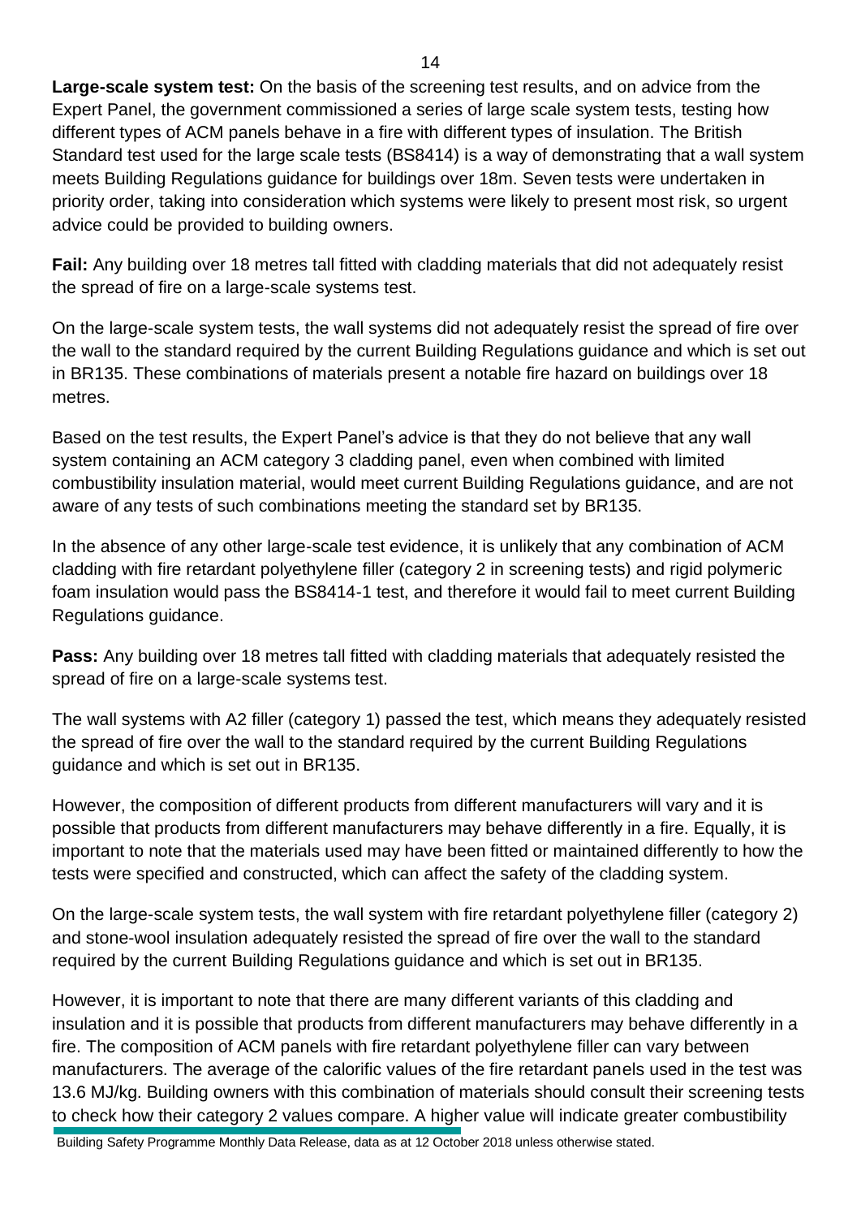**Large-scale system test:** On the basis of the screening test results, and on advice from the Expert Panel, the government commissioned a series of large scale system tests, testing how different types of ACM panels behave in a fire with different types of insulation. The British Standard test used for the large scale tests (BS8414) is a way of demonstrating that a wall system meets Building Regulations guidance for buildings over 18m. Seven tests were undertaken in priority order, taking into consideration which systems were likely to present most risk, so urgent advice could be provided to building owners.

**Fail:** Any building over 18 metres tall fitted with cladding materials that did not adequately resist the spread of fire on a large-scale systems test.

On the large-scale system tests, the wall systems did not adequately resist the spread of fire over the wall to the standard required by the current Building Regulations guidance and which is set out in BR135. These combinations of materials present a notable fire hazard on buildings over 18 metres.

Based on the test results, the Expert Panel's advice is that they do not believe that any wall system containing an ACM category 3 cladding panel, even when combined with limited combustibility insulation material, would meet current Building Regulations guidance, and are not aware of any tests of such combinations meeting the standard set by BR135.

In the absence of any other large-scale test evidence, it is unlikely that any combination of ACM cladding with fire retardant polyethylene filler (category 2 in screening tests) and rigid polymeric foam insulation would pass the BS8414-1 test, and therefore it would fail to meet current Building Regulations guidance.

**Pass:** Any building over 18 metres tall fitted with cladding materials that adequately resisted the spread of fire on a large-scale systems test.

The wall systems with A2 filler (category 1) passed the test, which means they adequately resisted the spread of fire over the wall to the standard required by the current Building Regulations guidance and which is set out in BR135.

However, the composition of different products from different manufacturers will vary and it is possible that products from different manufacturers may behave differently in a fire. Equally, it is important to note that the materials used may have been fitted or maintained differently to how the tests were specified and constructed, which can affect the safety of the cladding system.

On the large-scale system tests, the wall system with fire retardant polyethylene filler (category 2) and stone-wool insulation adequately resisted the spread of fire over the wall to the standard required by the current Building Regulations guidance and which is set out in BR135.

However, it is important to note that there are many different variants of this cladding and insulation and it is possible that products from different manufacturers may behave differently in a fire. The composition of ACM panels with fire retardant polyethylene filler can vary between manufacturers. The average of the calorific values of the fire retardant panels used in the test was 13.6 MJ/kg. Building owners with this combination of materials should consult their screening tests to check how their category 2 values compare. A higher value will indicate greater combustibility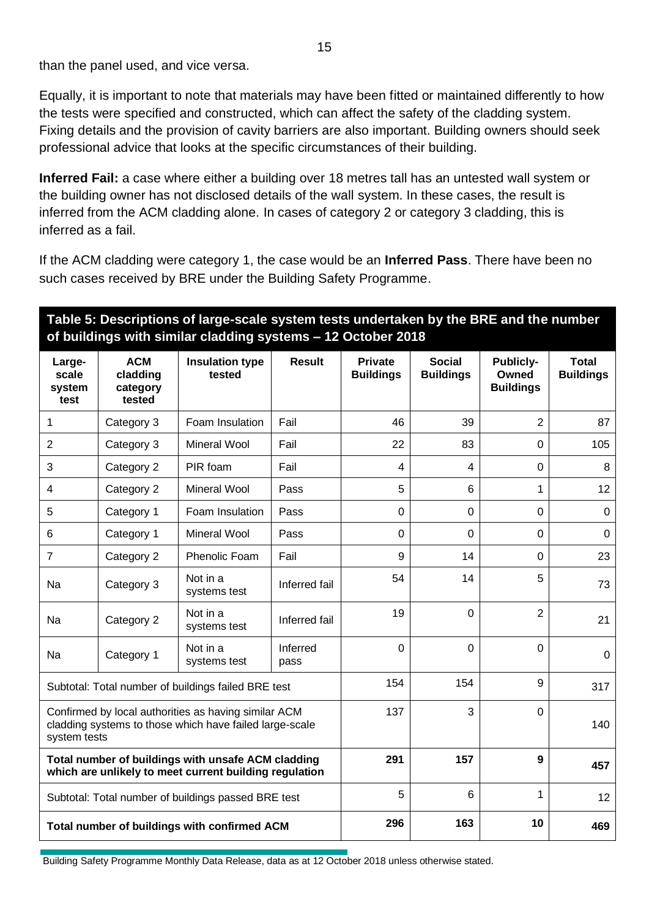than the panel used, and vice versa.

Equally, it is important to note that materials may have been fitted or maintained differently to how the tests were specified and constructed, which can affect the safety of the cladding system. Fixing details and the provision of cavity barriers are also important. Building owners should seek professional advice that looks at the specific circumstances of their building.

**Inferred Fail:** a case where either a building over 18 metres tall has an untested wall system or the building owner has not disclosed details of the wall system. In these cases, the result is inferred from the ACM cladding alone. In cases of category 2 or category 3 cladding, this is inferred as a fail.

If the ACM cladding were category 1, the case would be an **Inferred Pass**. There have been no such cases received by BRE under the Building Safety Programme.

**Table 5: Descriptions of large-scale system tests undertaken by the BRE and the number of buildings with similar cladding systems – 12 October 2018**

| Large-scale system test | ACM cladding category tested | Insulation type tested | Result | Private Buildings | Social Buildings | Publicly-Owned Buildings | Total Buildings |
|---|---|---|---|---|---|---|---|
| 1 | Category 3 | Foam Insulation | Fail | 46 | 39 | 2 | 87 |
| 2 | Category 3 | Mineral Wool | Fail | 22 | 83 | 0 | 105 |
| 3 | Category 2 | PIR foam | Fail | 4 | 4 | 0 | 8 |
| 4 | Category 2 | Mineral Wool | Pass | 5 | 6 | 1 | 12 |
| 5 | Category 1 | Foam Insulation | Pass | 0 | 0 | 0 | 0 |
| 6 | Category 1 | Mineral Wool | Pass | 0 | 0 | 0 | 0 |
| 7 | Category 2 | Phenolic Foam | Fail | 9 | 14 | 0 | 23 |
| Na | Category 3 | Not in a systems test | Inferred fail | 54 | 14 | 5 | 73 |
| Na | Category 2 | Not in a systems test | Inferred fail | 19 | 0 | 2 | 21 |
| Na | Category 1 | Not in a systems test | Inferred pass | 0 | 0 | 0 | 0 |
| Subtotal: Total number of buildings failed BRE test | | | | 154 | 154 | 9 | 317 |
| Confirmed by local authorities as having similar ACM cladding systems to those which have failed large-scale system tests | | | | 137 | 3 | 0 | 140 |
| **Total number of buildings with unsafe ACM cladding which are unlikely to meet current building regulation** | | | | **291** | **157** | **9** | **457** |
| Subtotal: Total number of buildings passed BRE test | | | | 5 | 6 | 1 | 12 |
| **Total number of buildings with confirmed ACM** | | | | **296** | **163** | **10** | **469** |

Building Safety Programme Monthly Data Release, data as at 12 October 2018 unless otherwise stated.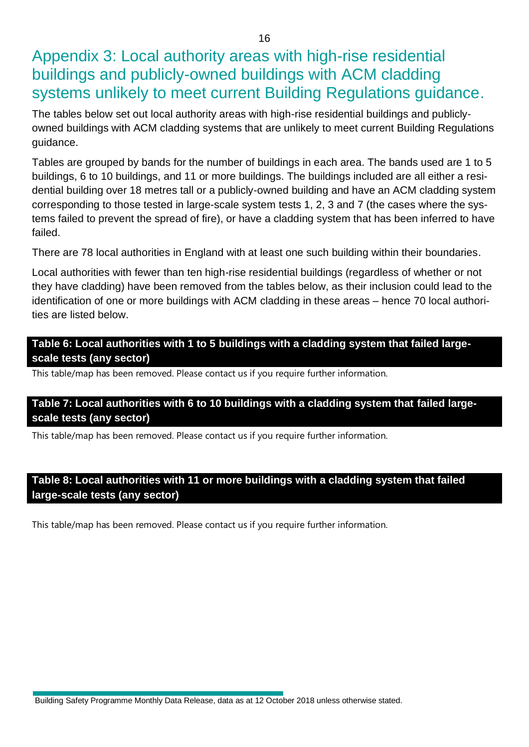# Appendix 3: Local authority areas with high-rise residential buildings and publicly-owned buildings with ACM cladding systems unlikely to meet current Building Regulations guidance.

The tables below set out local authority areas with high-rise residential buildings and publicly-owned buildings with ACM cladding systems that are unlikely to meet current Building Regulations guidance.

Tables are grouped by bands for the number of buildings in each area. The bands used are 1 to 5 buildings, 6 to 10 buildings, and 11 or more buildings. The buildings included are all either a residential building over 18 metres tall or a publicly-owned building and have an ACM cladding system corresponding to those tested in large-scale system tests 1, 2, 3 and 7 (the cases where the systems failed to prevent the spread of fire), or have a cladding system that has been inferred to have failed.

There are 78 local authorities in England with at least one such building within their boundaries.

Local authorities with fewer than ten high-rise residential buildings (regardless of whether or not they have cladding) have been removed from the tables below, as their inclusion could lead to the identification of one or more buildings with ACM cladding in these areas – hence 70 local authorities are listed below.

**Table 6: Local authorities with 1 to 5 buildings with a cladding system that failed large-scale tests (any sector)**

This table/map has been removed. Please contact us if you require further information.

**Table 7: Local authorities with 6 to 10 buildings with a cladding system that failed large-scale tests (any sector)**

This table/map has been removed. Please contact us if you require further information.

**Table 8: Local authorities with 11 or more buildings with a cladding system that failed large-scale tests (any sector)**

This table/map has been removed. Please contact us if you require further information.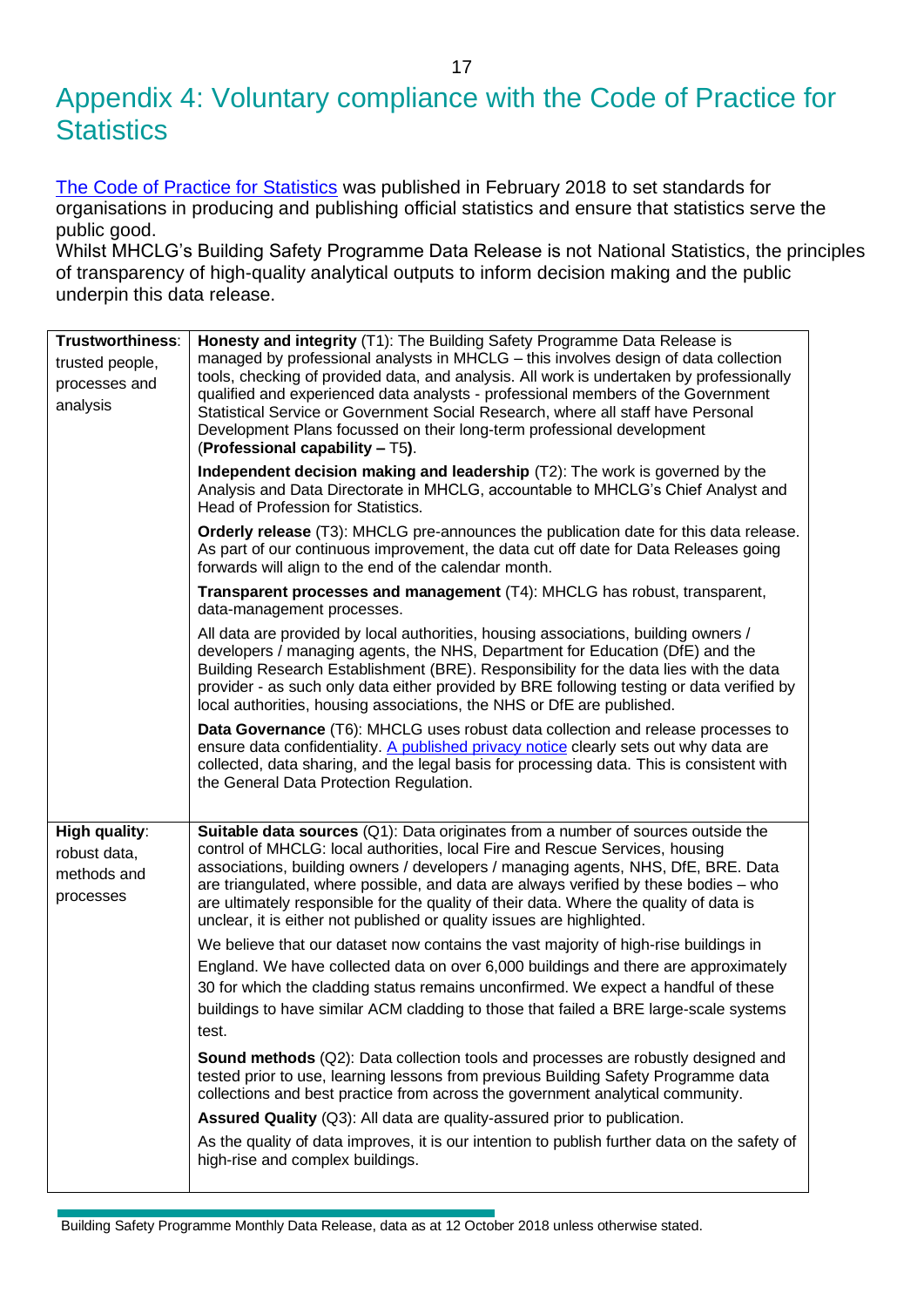# Appendix 4: Voluntary compliance with the Code of Practice for Statistics

[The Code of Practice for Statistics](#) was published in February 2018 to set standards for organisations in producing and publishing official statistics and ensure that statistics serve the public good.

Whilst MHCLG's Building Safety Programme Data Release is not National Statistics, the principles of transparency of high-quality analytical outputs to inform decision making and the public underpin this data release.

| | |
|---|---|
| **Trustworthiness**: trusted people, processes and analysis | **Honesty and integrity** (T1): The Building Safety Programme Data Release is managed by professional analysts in MHCLG – this involves design of data collection tools, checking of provided data, and analysis. All work is undertaken by professionally qualified and experienced data analysts - professional members of the Government Statistical Service or Government Social Research, where all staff have Personal Development Plans focussed on their long-term professional development (**Professional capability – T5)**.<br><br>**Independent decision making and leadership** (T2): The work is governed by the Analysis and Data Directorate in MHCLG, accountable to MHCLG's Chief Analyst and Head of Profession for Statistics.<br><br>**Orderly release** (T3): MHCLG pre-announces the publication date for this data release. As part of our continuous improvement, the data cut off date for Data Releases going forwards will align to the end of the calendar month.<br><br>**Transparent processes and management** (T4): MHCLG has robust, transparent, data-management processes.<br><br>All data are provided by local authorities, housing associations, building owners / developers / managing agents, the NHS, Department for Education (DfE) and the Building Research Establishment (BRE). Responsibility for the data lies with the data provider - as such only data either provided by BRE following testing or data verified by local authorities, housing associations, the NHS or DfE are published.<br><br>**Data Governance** (T6): MHCLG uses robust data collection and release processes to ensure data confidentiality. [A published privacy notice](#) clearly sets out why data are collected, data sharing, and the legal basis for processing data. This is consistent with the General Data Protection Regulation. |
| **High quality**: robust data, methods and processes | **Suitable data sources** (Q1): Data originates from a number of sources outside the control of MHCLG: local authorities, local Fire and Rescue Services, housing associations, building owners / developers / managing agents, NHS, DfE, BRE. Data are triangulated, where possible, and data are always verified by these bodies – who are ultimately responsible for the quality of their data. Where the quality of data is unclear, it is either not published or quality issues are highlighted.<br><br>We believe that our dataset now contains the vast majority of high-rise buildings in England. We have collected data on over 6,000 buildings and there are approximately 30 for which the cladding status remains unconfirmed. We expect a handful of these buildings to have similar ACM cladding to those that failed a BRE large-scale systems test.<br><br>**Sound methods** (Q2): Data collection tools and processes are robustly designed and tested prior to use, learning lessons from previous Building Safety Programme data collections and best practice from across the government analytical community.<br><br>**Assured Quality** (Q3): All data are quality-assured prior to publication.<br><br>As the quality of data improves, it is our intention to publish further data on the safety of high-rise and complex buildings. |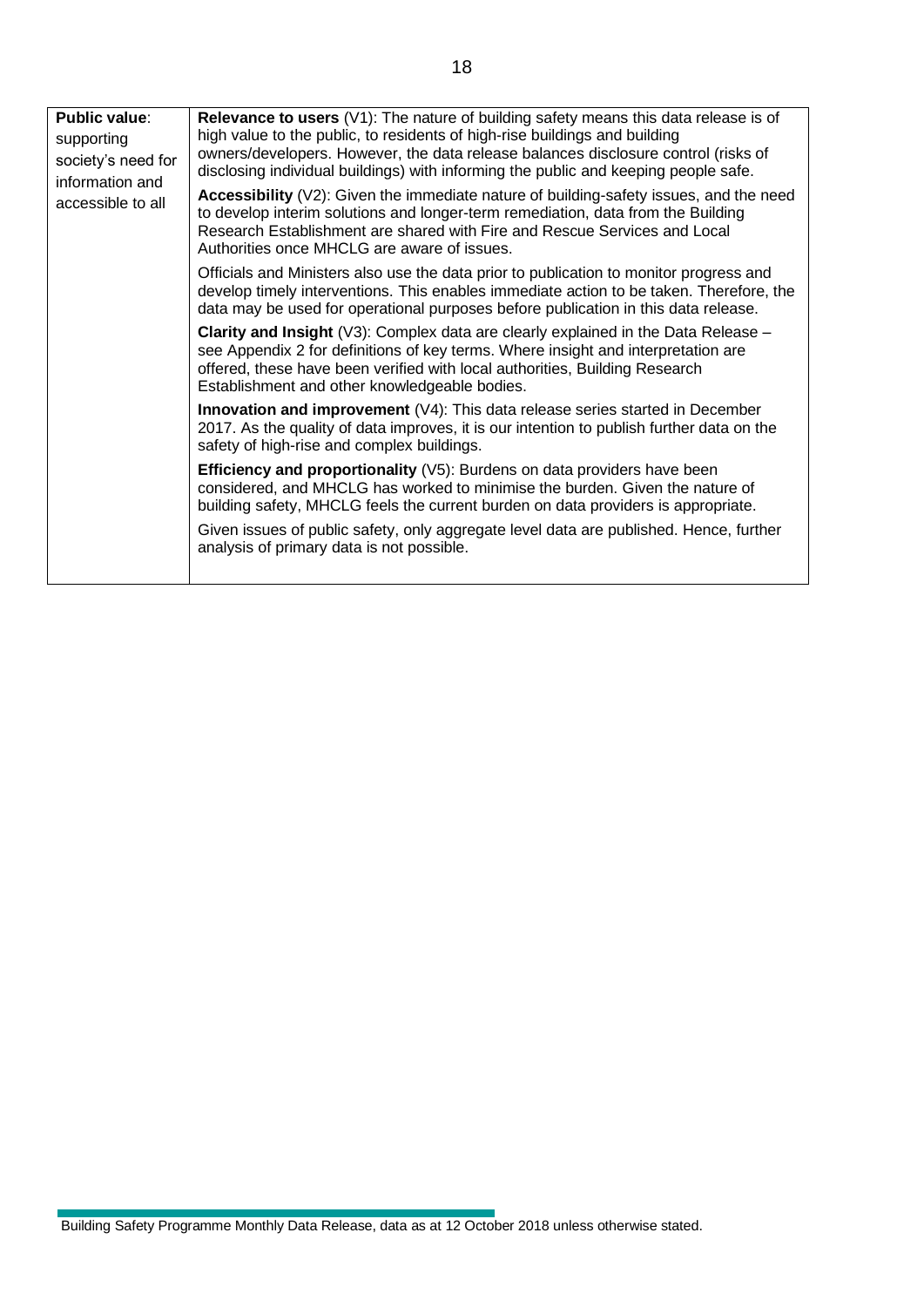| **Public value**: supporting society's need for information and accessible to all | **Relevance to users** (V1): The nature of building safety means this data release is of high value to the public, to residents of high-rise buildings and building owners/developers. However, the data release balances disclosure control (risks of disclosing individual buildings) with informing the public and keeping people safe.<br><br>**Accessibility** (V2): Given the immediate nature of building-safety issues, and the need to develop interim solutions and longer-term remediation, data from the Building Research Establishment are shared with Fire and Rescue Services and Local Authorities once MHCLG are aware of issues.<br><br>Officials and Ministers also use the data prior to publication to monitor progress and develop timely interventions. This enables immediate action to be taken. Therefore, the data may be used for operational purposes before publication in this data release.<br><br>**Clarity and Insight** (V3): Complex data are clearly explained in the Data Release – see Appendix 2 for definitions of key terms. Where insight and interpretation are offered, these have been verified with local authorities, Building Research Establishment and other knowledgeable bodies.<br><br>**Innovation and improvement** (V4): This data release series started in December 2017. As the quality of data improves, it is our intention to publish further data on the safety of high-rise and complex buildings.<br><br>**Efficiency and proportionality** (V5): Burdens on data providers have been considered, and MHCLG has worked to minimise the burden. Given the nature of building safety, MHCLG feels the current burden on data providers is appropriate.<br><br>Given issues of public safety, only aggregate level data are published. Hence, further analysis of primary data is not possible. |
|---|---|

Building Safety Programme Monthly Data Release, data as at 12 October 2018 unless otherwise stated.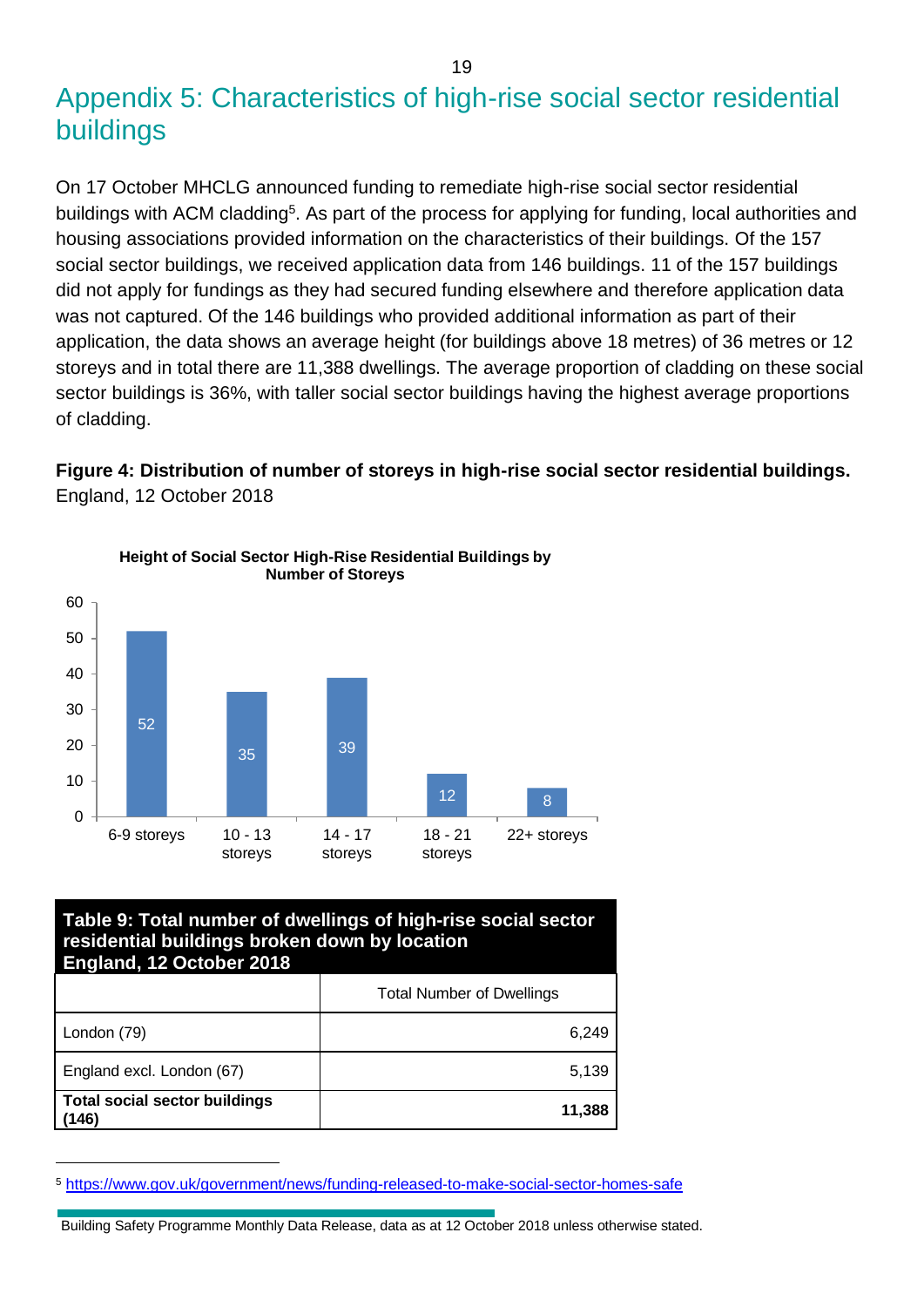# Appendix 5: Characteristics of high-rise social sector residential buildings

On 17 October MHCLG announced funding to remediate high-rise social sector residential buildings with ACM cladding[5]. As part of the process for applying for funding, local authorities and housing associations provided information on the characteristics of their buildings. Of the 157 social sector buildings, we received application data from 146 buildings. 11 of the 157 buildings did not apply for fundings as they had secured funding elsewhere and therefore application data was not captured. Of the 146 buildings who provided additional information as part of their application, the data shows an average height (for buildings above 18 metres) of 36 metres or 12 storeys and in total there are 11,388 dwellings. The average proportion of cladding on these social sector buildings is 36%, with taller social sector buildings having the highest average proportions of cladding.

**Figure 4: Distribution of number of storeys in high-rise social sector residential buildings.** England, 12 October 2018

**Height of Social Sector High-Rise Residential Buildings by Number of Storeys**

| Number of storeys | Buildings |
|---|---|
| 6-9 storeys | 52 |
| 10 - 13 storeys | 35 |
| 14 - 17 storeys | 39 |
| 18 - 21 storeys | 12 |
| 22+ storeys | 8 |

**Table 9: Total number of dwellings of high-rise social sector residential buildings broken down by location England, 12 October 2018**

| | Total Number of Dwellings |
|---|---|
| London (79) | 6,249 |
| England excl. London (67) | 5,139 |
| **Total social sector buildings (146)** | **11,388** |

[5] https://www.gov.uk/government/news/funding-released-to-make-social-sector-homes-safe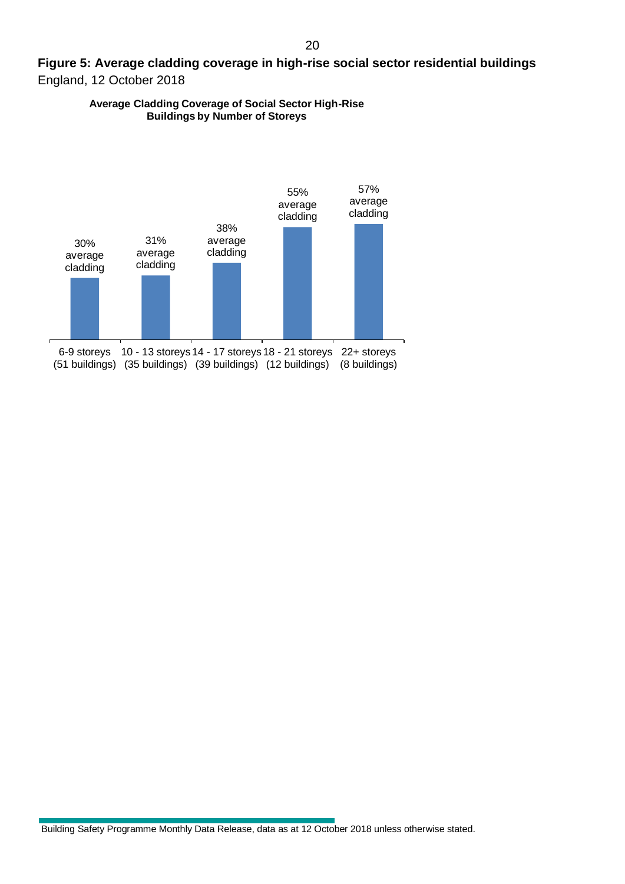**Figure 5: Average cladding coverage in high-rise social sector residential buildings**
England, 12 October 2018

**Average Cladding Coverage of Social Sector High-Rise Buildings by Number of Storeys**

30% average cladding

31% average cladding

38% average cladding

55% average cladding

57% average cladding

6-9 storeys (51 buildings)

10 - 13 storeys (35 buildings)

14 - 17 storeys (39 buildings)

18 - 21 storeys (12 buildings)

22+ storeys (8 buildings)

Building Safety Programme Monthly Data Release, data as at 12 October 2018 unless otherwise stated.